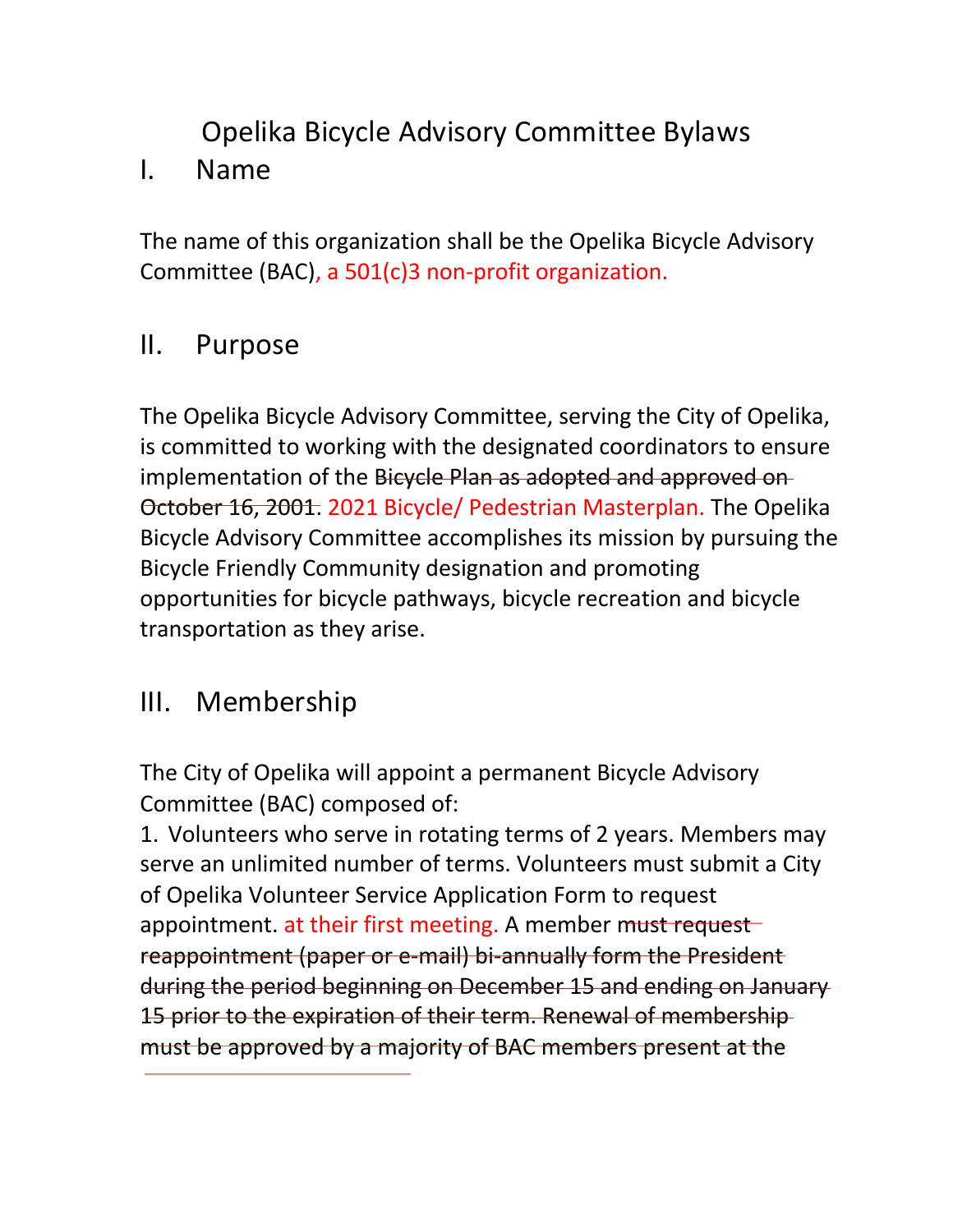# Opelika Bicycle Advisory Committee Bylaws

## I. Name

The name of this organization shall be the Opelika Bicycle Advisory Committee (BAC), a 501(c)3 non-profit organization.

## II. Purpose

The Opelika Bicycle Advisory Committee, serving the City of Opelika, is committed to working with the designated coordinators to ensure implementation of the ~~Bicycle Plan as adopted and approved on October 16, 2001.~~ 2021 Bicycle/ Pedestrian Masterplan. The Opelika Bicycle Advisory Committee accomplishes its mission by pursuing the Bicycle Friendly Community designation and promoting opportunities for bicycle pathways, bicycle recreation and bicycle transportation as they arise.

## III. Membership

The City of Opelika will appoint a permanent Bicycle Advisory Committee (BAC) composed of:

1. Volunteers who serve in rotating terms of 2 years. Members may serve an unlimited number of terms. Volunteers must submit a City of Opelika Volunteer Service Application Form to request appointment. at their first meeting. A member ~~must request reappointment (paper or e-mail) bi-annually form the President during the period beginning on December 15 and ending on January 15 prior to the expiration of their term. Renewal of membership must be approved by a majority of BAC members present at the~~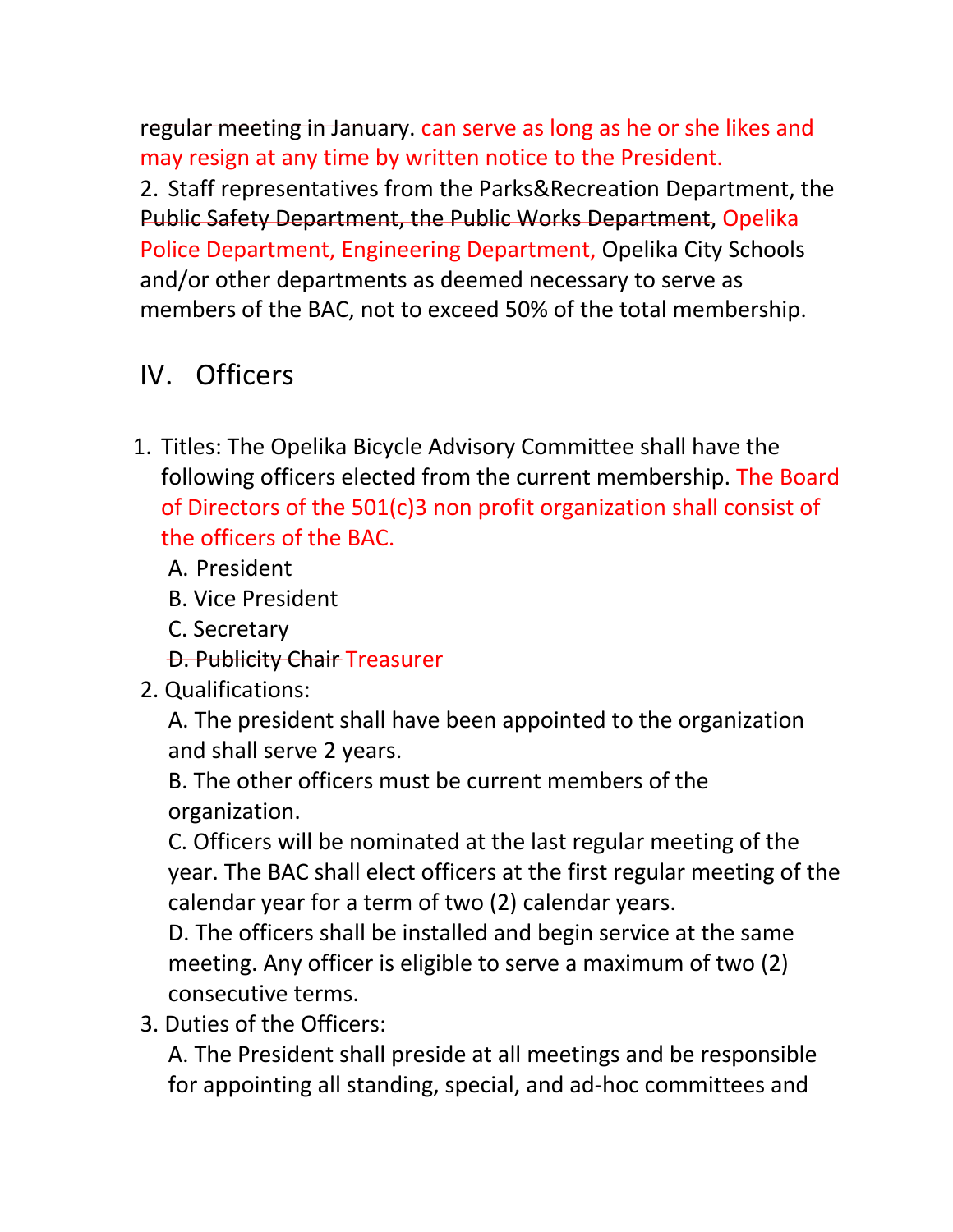~~regular meeting in January~~. can serve as long as he or she likes and may resign at any time by written notice to the President.

2. Staff representatives from the Parks&Recreation Department, the ~~Public Safety Department, the Public Works Department~~, Opelika Police Department, Engineering Department, Opelika City Schools and/or other departments as deemed necessary to serve as members of the BAC, not to exceed 50% of the total membership.

## IV. Officers

1. Titles: The Opelika Bicycle Advisory Committee shall have the following officers elected from the current membership. The Board of Directors of the 501(c)3 non profit organization shall consist of the officers of the BAC.
   A. President
   B. Vice President
   C. Secretary
   ~~D. Publicity Chair~~ Treasurer
2. Qualifications:
   A. The president shall have been appointed to the organization and shall serve 2 years.
   B. The other officers must be current members of the organization.
   C. Officers will be nominated at the last regular meeting of the year. The BAC shall elect officers at the first regular meeting of the calendar year for a term of two (2) calendar years.
   D. The officers shall be installed and begin service at the same meeting. Any officer is eligible to serve a maximum of two (2) consecutive terms.
3. Duties of the Officers:
   A. The President shall preside at all meetings and be responsible for appointing all standing, special, and ad-hoc committees and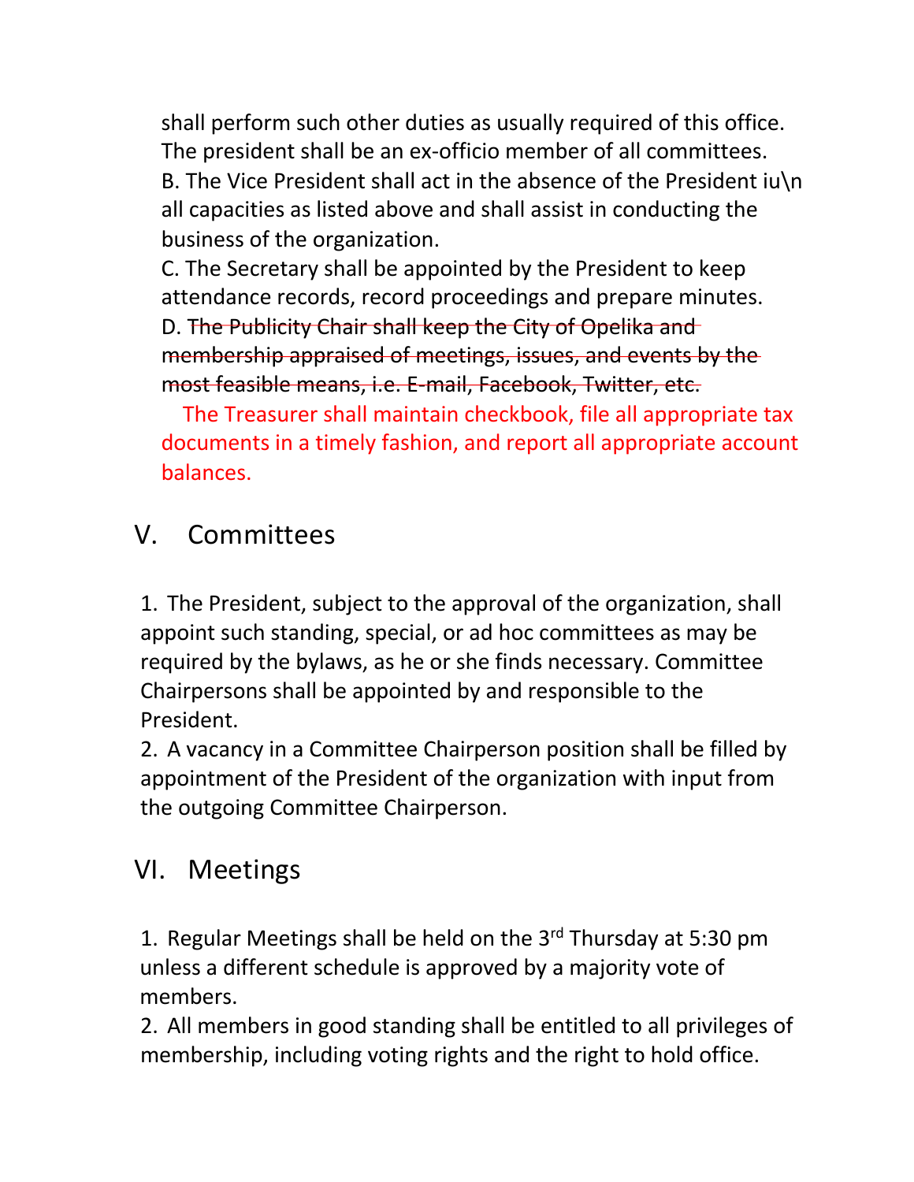shall perform such other duties as usually required of this office. The president shall be an ex-officio member of all committees.

B. The Vice President shall act in the absence of the President iu\n all capacities as listed above and shall assist in conducting the business of the organization.

C. The Secretary shall be appointed by the President to keep attendance records, record proceedings and prepare minutes.

D. ~~The Publicity Chair shall keep the City of Opelika and membership appraised of meetings, issues, and events by the most feasible means, i.e. E-mail, Facebook, Twitter, etc.~~

The Treasurer shall maintain checkbook, file all appropriate tax documents in a timely fashion, and report all appropriate account balances.

## V. Committees

1. The President, subject to the approval of the organization, shall appoint such standing, special, or ad hoc committees as may be required by the bylaws, as he or she finds necessary. Committee Chairpersons shall be appointed by and responsible to the President.
2. A vacancy in a Committee Chairperson position shall be filled by appointment of the President of the organization with input from the outgoing Committee Chairperson.

## VI. Meetings

1. Regular Meetings shall be held on the 3rd Thursday at 5:30 pm unless a different schedule is approved by a majority vote of members.
2. All members in good standing shall be entitled to all privileges of membership, including voting rights and the right to hold office.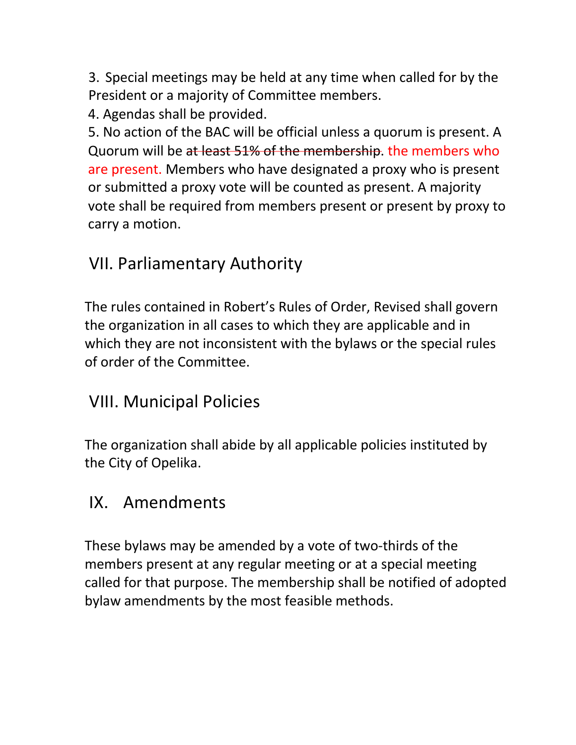3. Special meetings may be held at any time when called for by the President or a majority of Committee members.

4. Agendas shall be provided.

5. No action of the BAC will be official unless a quorum is present. A Quorum will be ~~at least 51% of the membership.~~ the members who are present. Members who have designated a proxy who is present or submitted a proxy vote will be counted as present. A majority vote shall be required from members present or present by proxy to carry a motion.

## VII. Parliamentary Authority

The rules contained in Robert's Rules of Order, Revised shall govern the organization in all cases to which they are applicable and in which they are not inconsistent with the bylaws or the special rules of order of the Committee.

## VIII. Municipal Policies

The organization shall abide by all applicable policies instituted by the City of Opelika.

## IX. Amendments

These bylaws may be amended by a vote of two-thirds of the members present at any regular meeting or at a special meeting called for that purpose. The membership shall be notified of adopted bylaw amendments by the most feasible methods.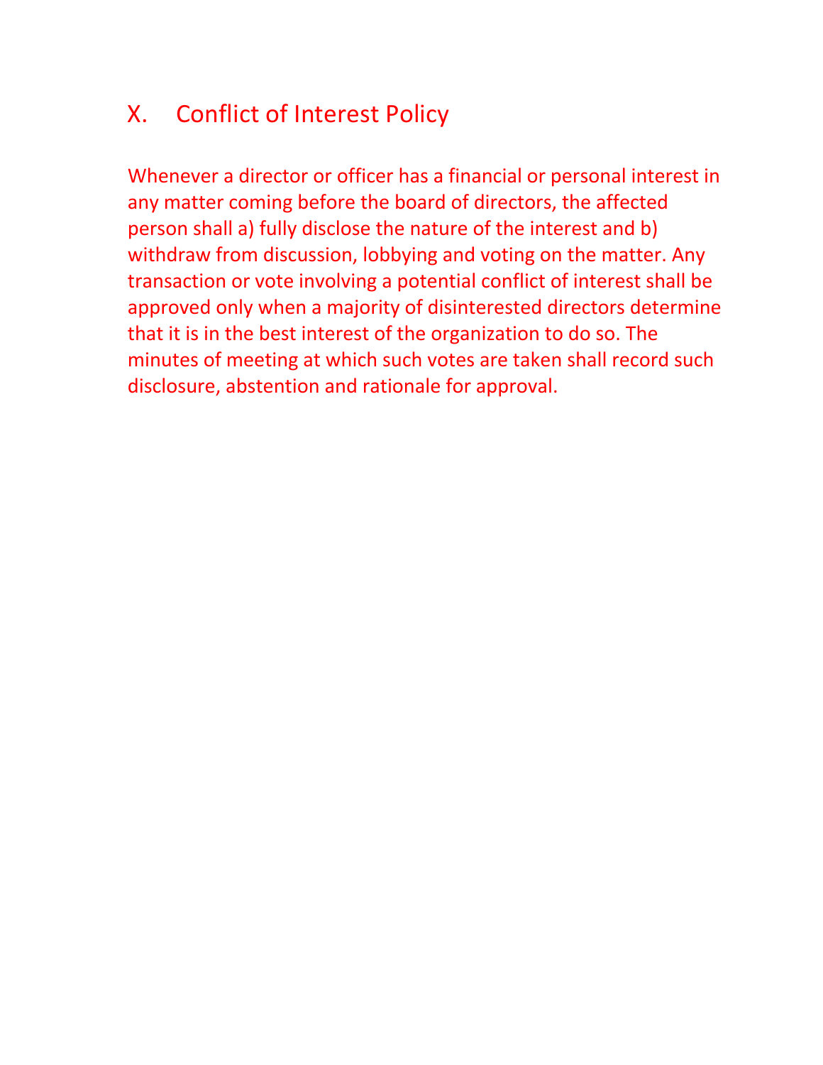## X. Conflict of Interest Policy

Whenever a director or officer has a financial or personal interest in any matter coming before the board of directors, the affected person shall a) fully disclose the nature of the interest and b) withdraw from discussion, lobbying and voting on the matter. Any transaction or vote involving a potential conflict of interest shall be approved only when a majority of disinterested directors determine that it is in the best interest of the organization to do so. The minutes of meeting at which such votes are taken shall record such disclosure, abstention and rationale for approval.